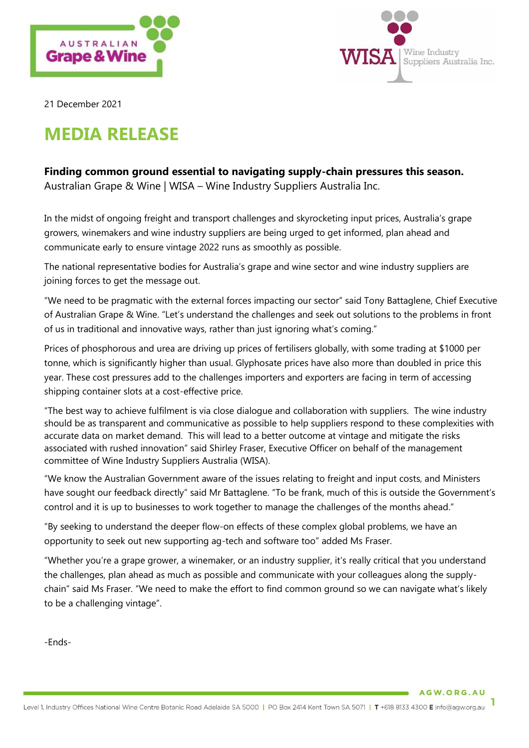21 December 2021

# MEDIA RELEASE

**Finding common ground essential to navigating supply-chain pressures this season.**
Australian Grape & Wine | WISA – Wine Industry Suppliers Australia Inc.

In the midst of ongoing freight and transport challenges and skyrocketing input prices, Australia's grape growers, winemakers and wine industry suppliers are being urged to get informed, plan ahead and communicate early to ensure vintage 2022 runs as smoothly as possible.

The national representative bodies for Australia's grape and wine sector and wine industry suppliers are joining forces to get the message out.

"We need to be pragmatic with the external forces impacting our sector" said Tony Battaglene, Chief Executive of Australian Grape & Wine. "Let's understand the challenges and seek out solutions to the problems in front of us in traditional and innovative ways, rather than just ignoring what's coming."

Prices of phosphorous and urea are driving up prices of fertilisers globally, with some trading at $1000 per tonne, which is significantly higher than usual. Glyphosate prices have also more than doubled in price this year. These cost pressures add to the challenges importers and exporters are facing in term of accessing shipping container slots at a cost-effective price.

"The best way to achieve fulfilment is via close dialogue and collaboration with suppliers. The wine industry should be as transparent and communicative as possible to help suppliers respond to these complexities with accurate data on market demand. This will lead to a better outcome at vintage and mitigate the risks associated with rushed innovation" said Shirley Fraser, Executive Officer on behalf of the management committee of Wine Industry Suppliers Australia (WISA).

"We know the Australian Government aware of the issues relating to freight and input costs, and Ministers have sought our feedback directly" said Mr Battaglene. "To be frank, much of this is outside the Government's control and it is up to businesses to work together to manage the challenges of the months ahead."

"By seeking to understand the deeper flow-on effects of these complex global problems, we have an opportunity to seek out new supporting ag-tech and software too" added Ms Fraser.

"Whether you're a grape grower, a winemaker, or an industry supplier, it's really critical that you understand the challenges, plan ahead as much as possible and communicate with your colleagues along the supply-chain" said Ms Fraser. "We need to make the effort to find common ground so we can navigate what's likely to be a challenging vintage".

-Ends-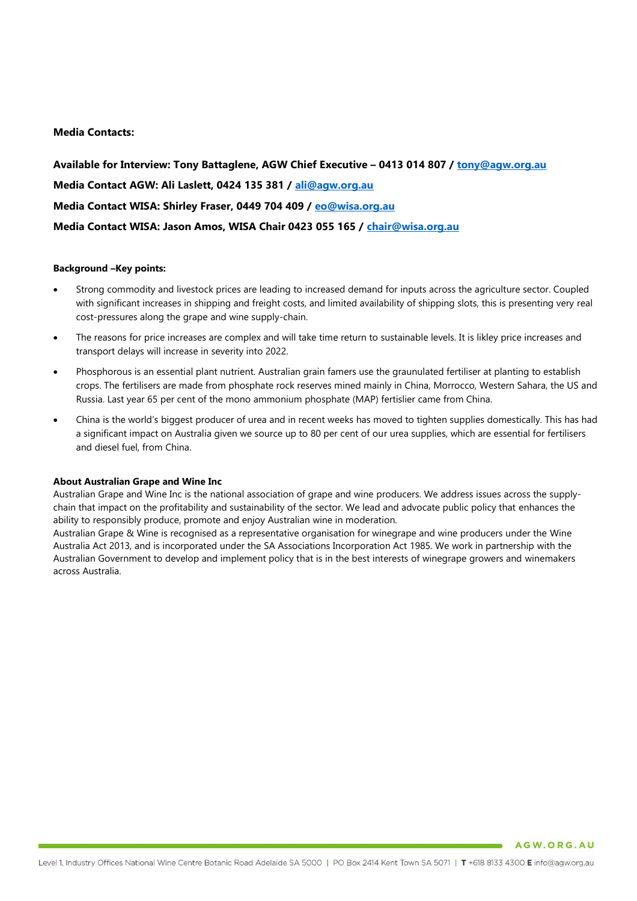**Media Contacts:**

**Available for Interview: Tony Battaglene, AGW Chief Executive – 0413 014 807 / [tony@agw.org.au](mailto:tony@agw.org.au)**

**Media Contact AGW: Ali Laslett, 0424 135 381 / [ali@agw.org.au](mailto:ali@agw.org.au)**

**Media Contact WISA: Shirley Fraser, 0449 704 409 / [eo@wisa.org.au](mailto:eo@wisa.org.au)**

**Media Contact WISA: Jason Amos, WISA Chair 0423 055 165 / [chair@wisa.org.au](mailto:chair@wisa.org.au)**

**Background –Key points:**

- Strong commodity and livestock prices are leading to increased demand for inputs across the agriculture sector. Coupled with significant increases in shipping and freight costs, and limited availability of shipping slots, this is presenting very real cost-pressures along the grape and wine supply-chain.
- The reasons for price increases are complex and will take time return to sustainable levels. It is likley price increases and transport delays will increase in severity into 2022.
- Phosphorous is an essential plant nutrient. Australian grain famers use the graunulated fertiliser at planting to establish crops. The fertilisers are made from phosphate rock reserves mined mainly in China, Morrocco, Western Sahara, the US and Russia. Last year 65 per cent of the mono ammonium phosphate (MAP) fertislier came from China.
- China is the world's biggest producer of urea and in recent weeks has moved to tighten supplies domestically. This has had a significant impact on Australia given we source up to 80 per cent of our urea supplies, which are essential for fertilisers and diesel fuel, from China.

**About Australian Grape and Wine Inc**

Australian Grape and Wine Inc is the national association of grape and wine producers. We address issues across the supply-chain that impact on the profitability and sustainability of the sector. We lead and advocate public policy that enhances the ability to responsibly produce, promote and enjoy Australian wine in moderation.

Australian Grape & Wine is recognised as a representative organisation for winegrape and wine producers under the Wine Australia Act 2013, and is incorporated under the SA Associations Incorporation Act 1985. We work in partnership with the Australian Government to develop and implement policy that is in the best interests of winegrape growers and winemakers across Australia.